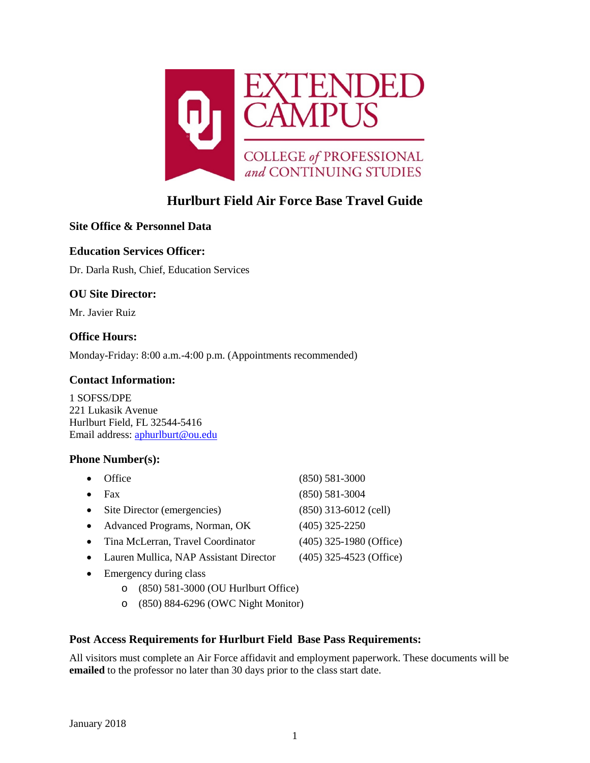EXTENDED CAMPUS

COLLEGE *of* PROFESSIONAL *and* CONTINUING STUDIES

# Hurlburt Field Air Force Base Travel Guide

## Site Office & Personnel Data

### Education Services Officer:

Dr. Darla Rush, Chief, Education Services

### OU Site Director:

Mr. Javier Ruiz

### Office Hours:

Monday-Friday: 8:00 a.m.-4:00 p.m. (Appointments recommended)

### Contact Information:

1 SOFSS/DPE  
221 Lukasik Avenue  
Hurlburt Field, FL 32544-5416  
Email address: aphurlburt@ou.edu

### Phone Number(s):

- Office (850) 581-3000
- Fax (850) 581-3004
- Site Director (emergencies) (850) 313-6012 (cell)
- Advanced Programs, Norman, OK (405) 325-2250
- Tina McLerran, Travel Coordinator (405) 325-1980 (Office)
- Lauren Mullica, NAP Assistant Director (405) 325-4523 (Office)
- Emergency during class
  - (850) 581-3000 (OU Hurlburt Office)
  - (850) 884-6296 (OWC Night Monitor)

### Post Access Requirements for Hurlburt Field Base Pass Requirements:

All visitors must complete an Air Force affidavit and employment paperwork. These documents will be **emailed** to the professor no later than 30 days prior to the class start date.

January 2018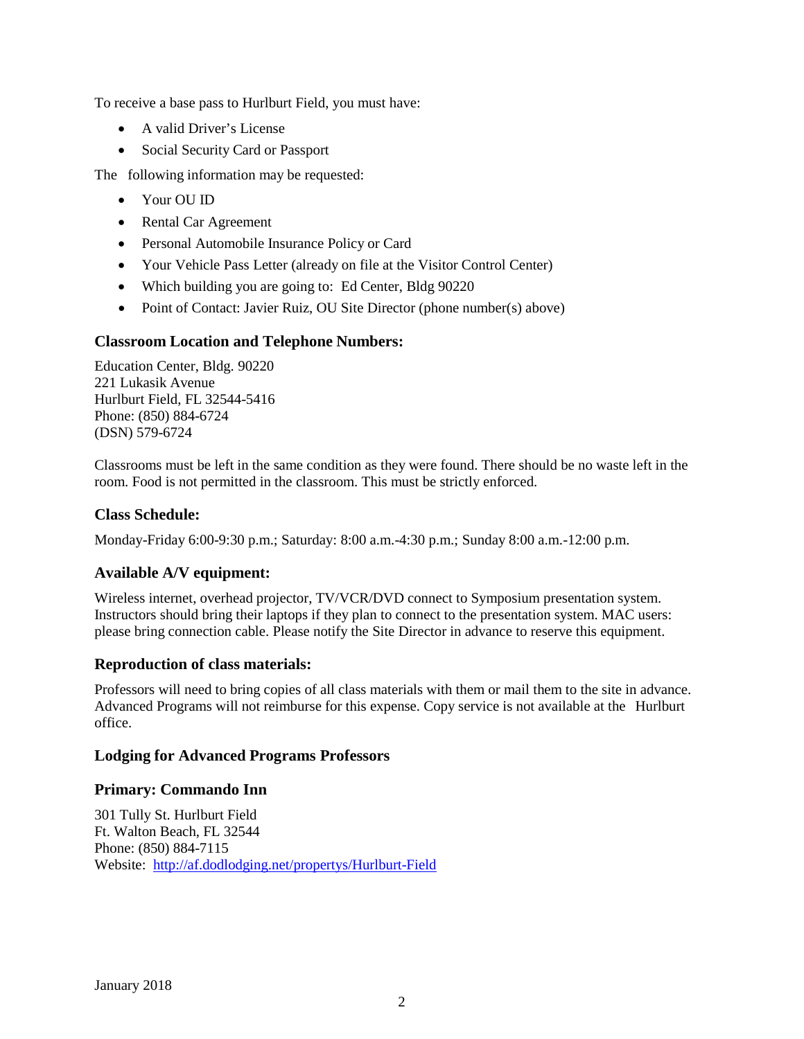To receive a base pass to Hurlburt Field, you must have:

- A valid Driver's License
- Social Security Card or Passport

The following information may be requested:

- Your OU ID
- Rental Car Agreement
- Personal Automobile Insurance Policy or Card
- Your Vehicle Pass Letter (already on file at the Visitor Control Center)
- Which building you are going to: Ed Center, Bldg 90220
- Point of Contact: Javier Ruiz, OU Site Director (phone number(s) above)

### Classroom Location and Telephone Numbers:

Education Center, Bldg. 90220
221 Lukasik Avenue
Hurlburt Field, FL 32544-5416
Phone: (850) 884-6724
(DSN) 579-6724

Classrooms must be left in the same condition as they were found. There should be no waste left in the room. Food is not permitted in the classroom. This must be strictly enforced.

### Class Schedule:

Monday-Friday 6:00-9:30 p.m.; Saturday: 8:00 a.m.-4:30 p.m.; Sunday 8:00 a.m.-12:00 p.m.

### Available A/V equipment:

Wireless internet, overhead projector, TV/VCR/DVD connect to Symposium presentation system. Instructors should bring their laptops if they plan to connect to the presentation system. MAC users: please bring connection cable. Please notify the Site Director in advance to reserve this equipment.

### Reproduction of class materials:

Professors will need to bring copies of all class materials with them or mail them to the site in advance. Advanced Programs will not reimburse for this expense. Copy service is not available at the Hurlburt office.

### Lodging for Advanced Programs Professors

### Primary: Commando Inn

301 Tully St. Hurlburt Field
Ft. Walton Beach, FL 32544
Phone: (850) 884-7115
Website: http://af.dodlodging.net/propertys/Hurlburt-Field

January 2018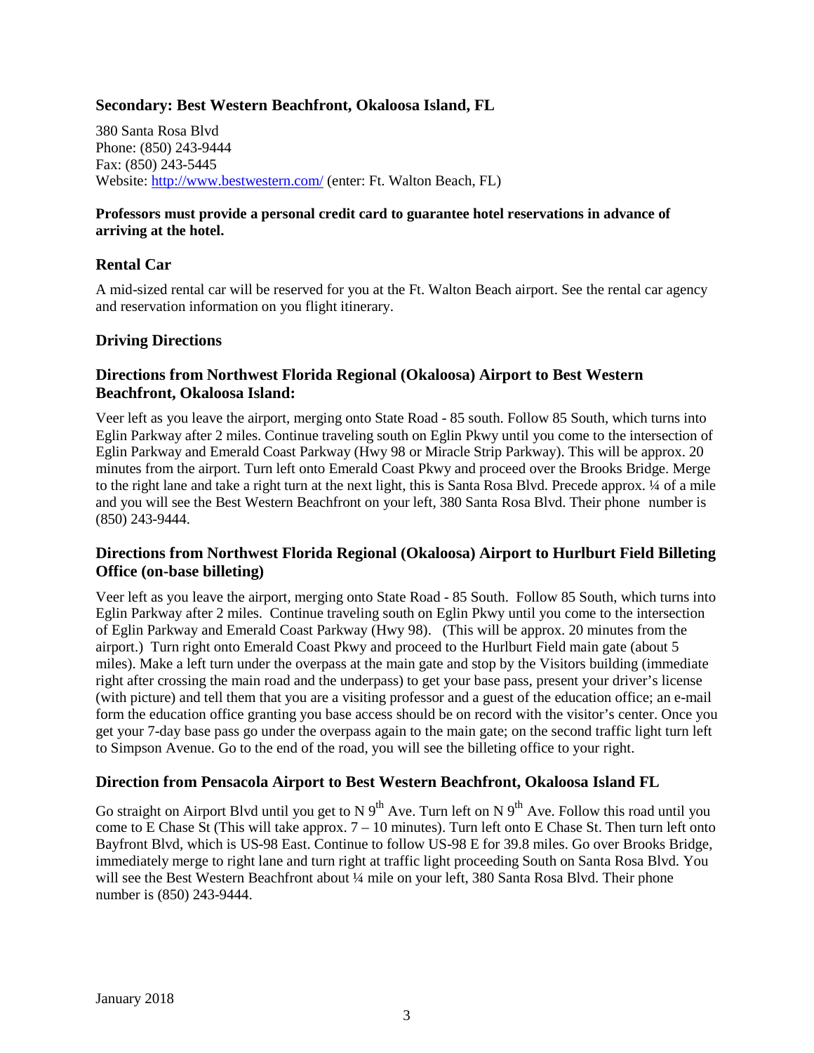### Secondary: Best Western Beachfront, Okaloosa Island, FL

380 Santa Rosa Blvd
Phone: (850) 243-9444
Fax: (850) 243-5445
Website: http://www.bestwestern.com/ (enter: Ft. Walton Beach, FL)

**Professors must provide a personal credit card to guarantee hotel reservations in advance of arriving at the hotel.**

## Rental Car

A mid-sized rental car will be reserved for you at the Ft. Walton Beach airport. See the rental car agency and reservation information on you flight itinerary.

## Driving Directions

### Directions from Northwest Florida Regional (Okaloosa) Airport to Best Western Beachfront, Okaloosa Island:

Veer left as you leave the airport, merging onto State Road - 85 south. Follow 85 South, which turns into Eglin Parkway after 2 miles. Continue traveling south on Eglin Pkwy until you come to the intersection of Eglin Parkway and Emerald Coast Parkway (Hwy 98 or Miracle Strip Parkway). This will be approx. 20 minutes from the airport. Turn left onto Emerald Coast Pkwy and proceed over the Brooks Bridge. Merge to the right lane and take a right turn at the next light, this is Santa Rosa Blvd. Precede approx. ¼ of a mile and you will see the Best Western Beachfront on your left, 380 Santa Rosa Blvd. Their phone number is (850) 243-9444.

### Directions from Northwest Florida Regional (Okaloosa) Airport to Hurlburt Field Billeting Office (on-base billeting)

Veer left as you leave the airport, merging onto State Road - 85 South. Follow 85 South, which turns into Eglin Parkway after 2 miles. Continue traveling south on Eglin Pkwy until you come to the intersection of Eglin Parkway and Emerald Coast Parkway (Hwy 98). (This will be approx. 20 minutes from the airport.) Turn right onto Emerald Coast Pkwy and proceed to the Hurlburt Field main gate (about 5 miles). Make a left turn under the overpass at the main gate and stop by the Visitors building (immediate right after crossing the main road and the underpass) to get your base pass, present your driver's license (with picture) and tell them that you are a visiting professor and a guest of the education office; an e-mail form the education office granting you base access should be on record with the visitor's center. Once you get your 7-day base pass go under the overpass again to the main gate; on the second traffic light turn left to Simpson Avenue. Go to the end of the road, you will see the billeting office to your right.

### Direction from Pensacola Airport to Best Western Beachfront, Okaloosa Island FL

Go straight on Airport Blvd until you get to N 9th Ave. Turn left on N 9th Ave. Follow this road until you come to E Chase St (This will take approx. 7 – 10 minutes). Turn left onto E Chase St. Then turn left onto Bayfront Blvd, which is US-98 East. Continue to follow US-98 E for 39.8 miles. Go over Brooks Bridge, immediately merge to right lane and turn right at traffic light proceeding South on Santa Rosa Blvd. You will see the Best Western Beachfront about ¼ mile on your left, 380 Santa Rosa Blvd. Their phone number is (850) 243-9444.

January 2018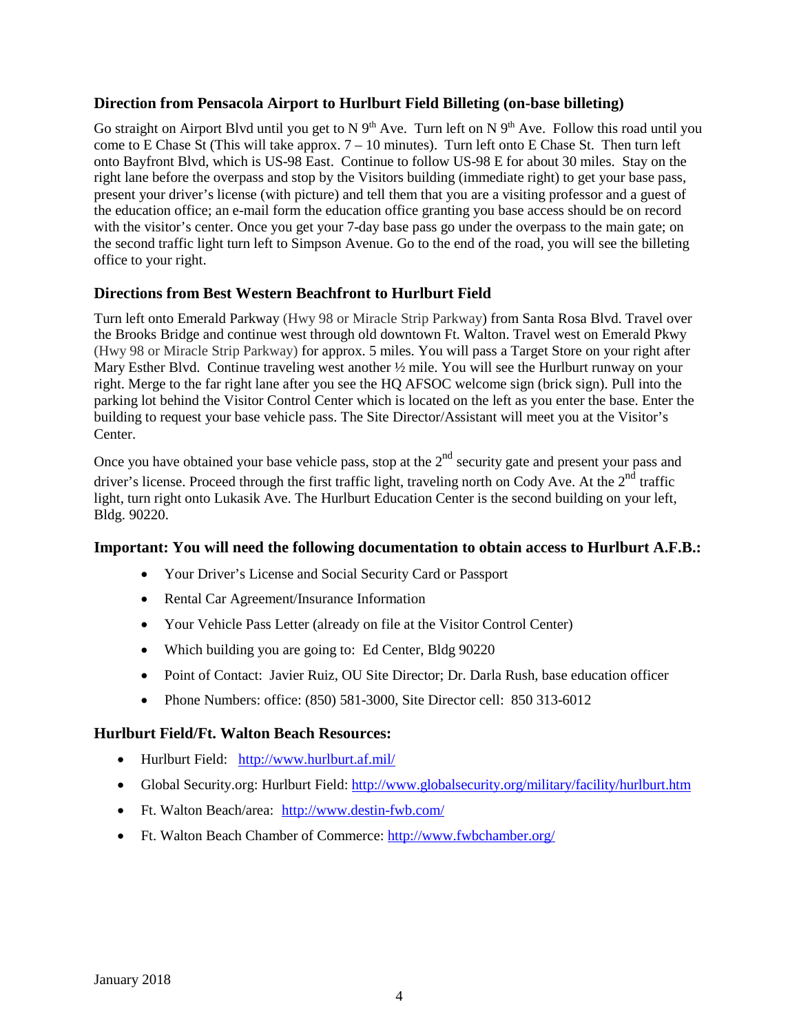### Direction from Pensacola Airport to Hurlburt Field Billeting (on-base billeting)

Go straight on Airport Blvd until you get to N 9th Ave. Turn left on N 9th Ave. Follow this road until you come to E Chase St (This will take approx. 7 – 10 minutes). Turn left onto E Chase St. Then turn left onto Bayfront Blvd, which is US-98 East. Continue to follow US-98 E for about 30 miles. Stay on the right lane before the overpass and stop by the Visitors building (immediate right) to get your base pass, present your driver's license (with picture) and tell them that you are a visiting professor and a guest of the education office; an e-mail form the education office granting you base access should be on record with the visitor's center. Once you get your 7-day base pass go under the overpass to the main gate; on the second traffic light turn left to Simpson Avenue. Go to the end of the road, you will see the billeting office to your right.

### Directions from Best Western Beachfront to Hurlburt Field

Turn left onto Emerald Parkway (Hwy 98 or Miracle Strip Parkway) from Santa Rosa Blvd. Travel over the Brooks Bridge and continue west through old downtown Ft. Walton. Travel west on Emerald Pkwy (Hwy 98 or Miracle Strip Parkway) for approx. 5 miles. You will pass a Target Store on your right after Mary Esther Blvd. Continue traveling west another ½ mile. You will see the Hurlburt runway on your right. Merge to the far right lane after you see the HQ AFSOC welcome sign (brick sign). Pull into the parking lot behind the Visitor Control Center which is located on the left as you enter the base. Enter the building to request your base vehicle pass. The Site Director/Assistant will meet you at the Visitor's Center.

Once you have obtained your base vehicle pass, stop at the 2nd security gate and present your pass and driver's license. Proceed through the first traffic light, traveling north on Cody Ave. At the 2nd traffic light, turn right onto Lukasik Ave. The Hurlburt Education Center is the second building on your left, Bldg. 90220.

### Important: You will need the following documentation to obtain access to Hurlburt A.F.B.:

- Your Driver's License and Social Security Card or Passport
- Rental Car Agreement/Insurance Information
- Your Vehicle Pass Letter (already on file at the Visitor Control Center)
- Which building you are going to: Ed Center, Bldg 90220
- Point of Contact: Javier Ruiz, OU Site Director; Dr. Darla Rush, base education officer
- Phone Numbers: office: (850) 581-3000, Site Director cell: 850 313-6012

### Hurlburt Field/Ft. Walton Beach Resources:

- Hurlburt Field: http://www.hurlburt.af.mil/
- Global Security.org: Hurlburt Field: http://www.globalsecurity.org/military/facility/hurlburt.htm
- Ft. Walton Beach/area: http://www.destin-fwb.com/
- Ft. Walton Beach Chamber of Commerce: http://www.fwbchamber.org/

January 2018